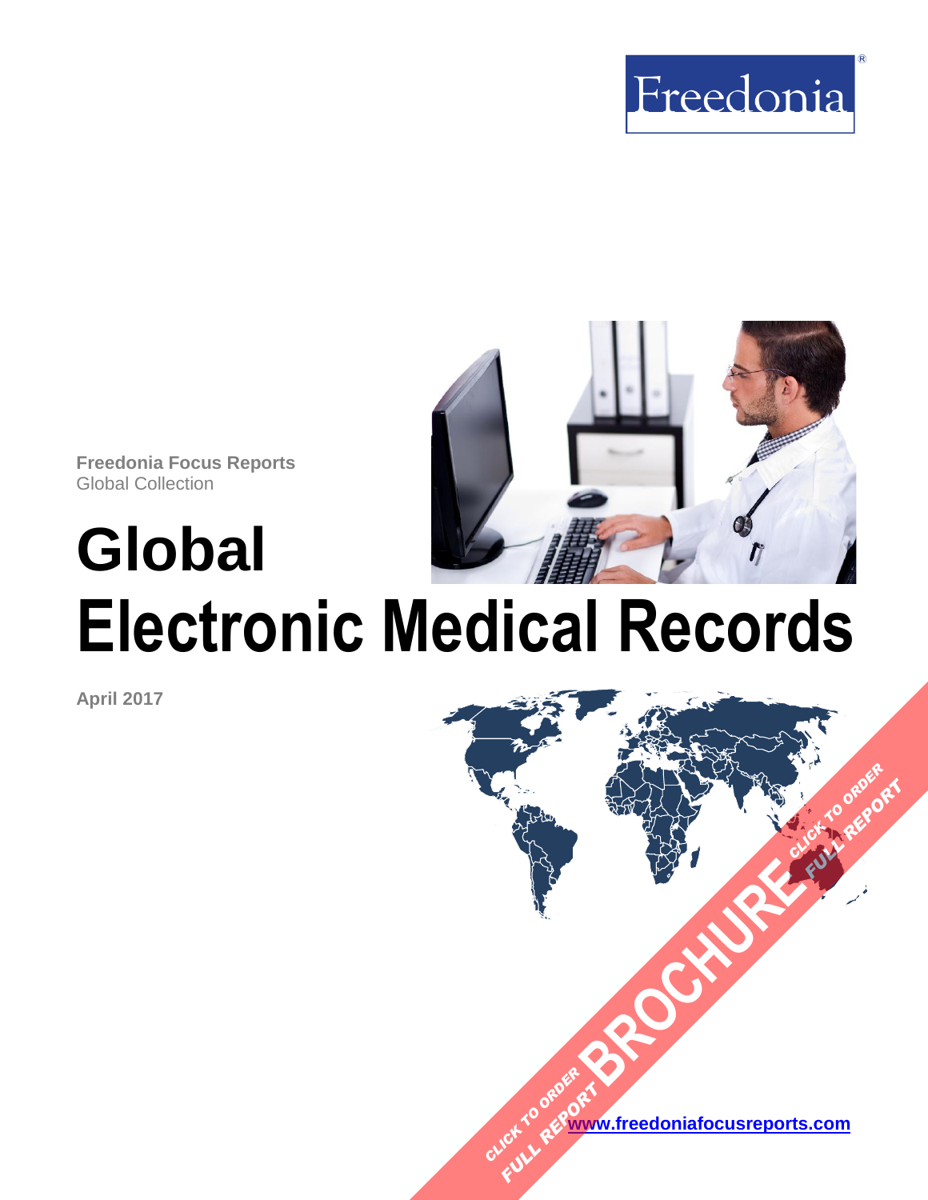Freedonia

**Freedonia Focus Reports**
Global Collection

# Global Electronic Medical Records

**April 2017**

CLICK TO ORDER FULL REPORT BROCHURE CLICK TO ORDER FULL REPORT

[www.freedoniafocusreports.com](http://www.freedoniafocusreports.com)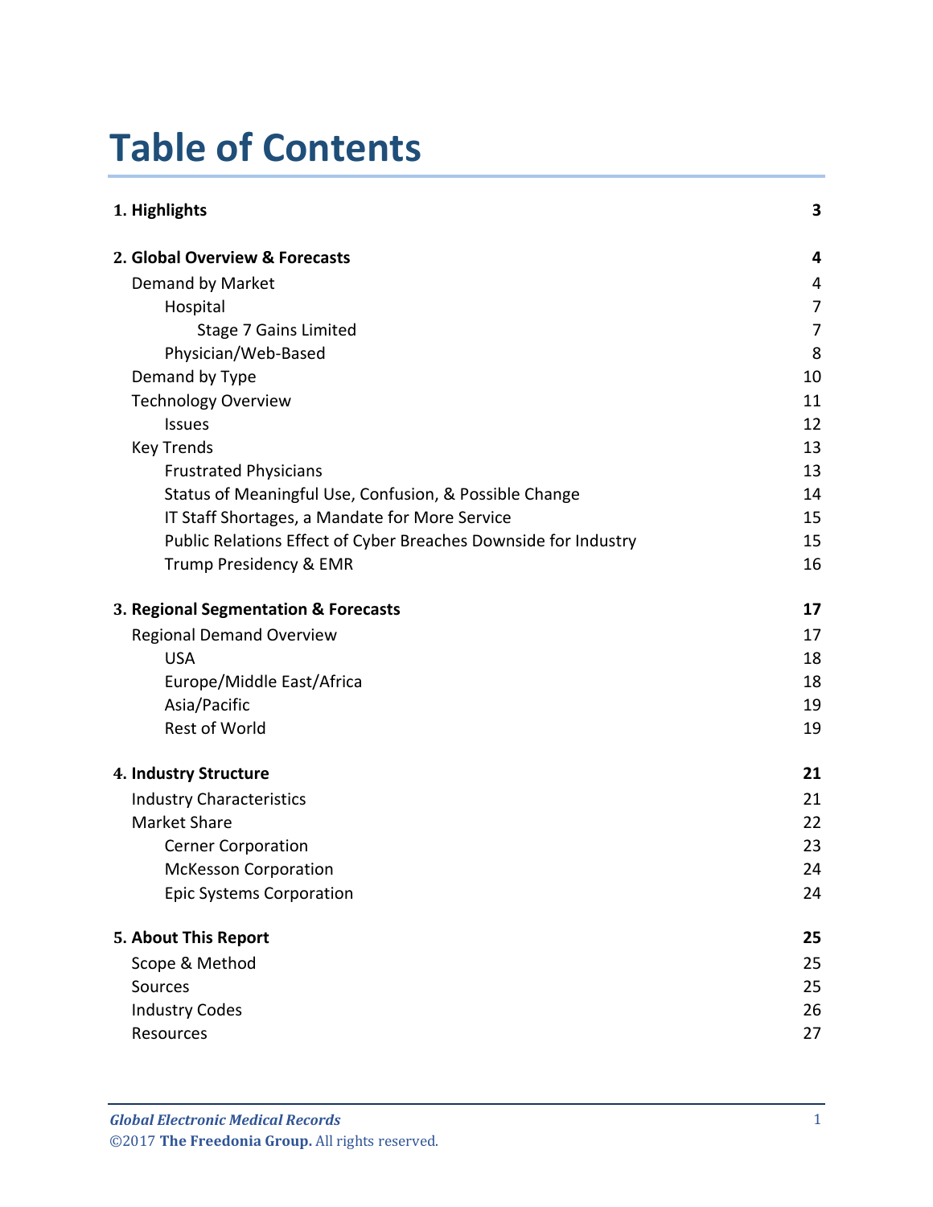# Table of Contents

| | |
|---|---|
| **1. Highlights** | **3** |
| **2. Global Overview & Forecasts** | **4** |
| Demand by Market | 4 |
| Hospital | 7 |
| Stage 7 Gains Limited | 7 |
| Physician/Web-Based | 8 |
| Demand by Type | 10 |
| Technology Overview | 11 |
| Issues | 12 |
| Key Trends | 13 |
| Frustrated Physicians | 13 |
| Status of Meaningful Use, Confusion, & Possible Change | 14 |
| IT Staff Shortages, a Mandate for More Service | 15 |
| Public Relations Effect of Cyber Breaches Downside for Industry | 15 |
| Trump Presidency & EMR | 16 |
| **3. Regional Segmentation & Forecasts** | **17** |
| Regional Demand Overview | 17 |
| USA | 18 |
| Europe/Middle East/Africa | 18 |
| Asia/Pacific | 19 |
| Rest of World | 19 |
| **4. Industry Structure** | **21** |
| Industry Characteristics | 21 |
| Market Share | 22 |
| Cerner Corporation | 23 |
| McKesson Corporation | 24 |
| Epic Systems Corporation | 24 |
| **5. About This Report** | **25** |
| Scope & Method | 25 |
| Sources | 25 |
| Industry Codes | 26 |
| Resources | 27 |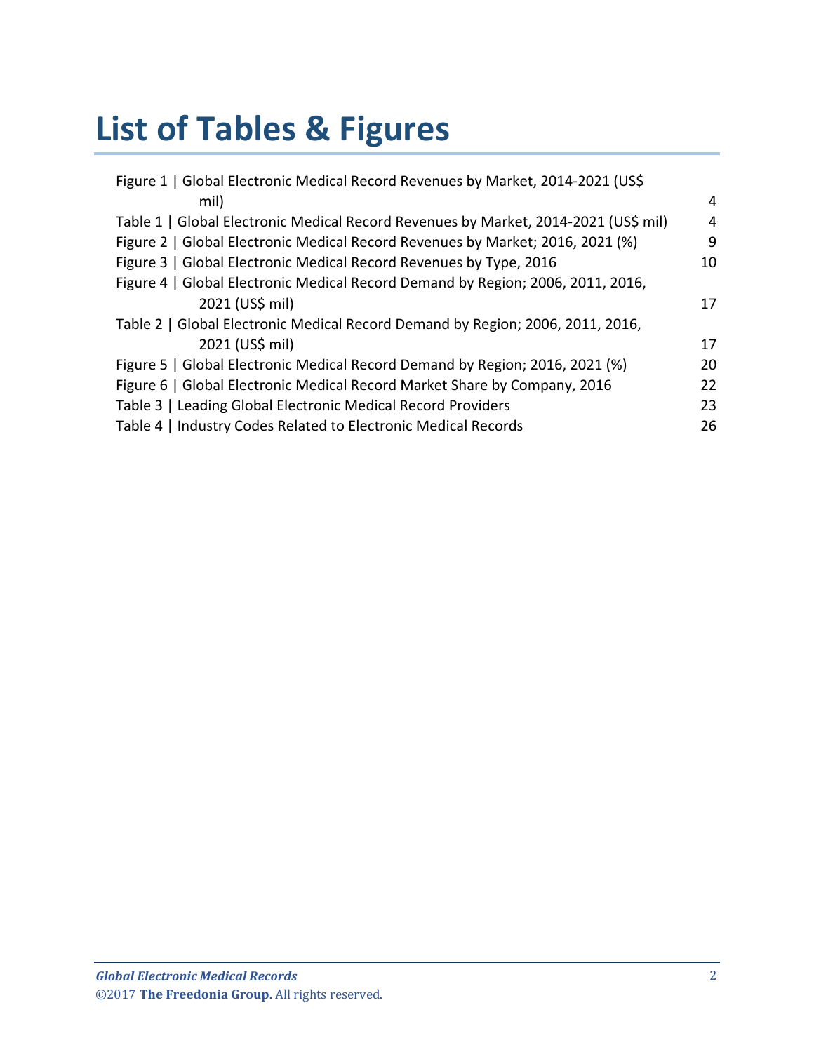# List of Tables & Figures

| | |
|---|---|
| Figure 1 \| Global Electronic Medical Record Revenues by Market, 2014-2021 (US$ mil) | 4 |
| Table 1 \| Global Electronic Medical Record Revenues by Market, 2014-2021 (US$ mil) | 4 |
| Figure 2 \| Global Electronic Medical Record Revenues by Market; 2016, 2021 (%) | 9 |
| Figure 3 \| Global Electronic Medical Record Revenues by Type, 2016 | 10 |
| Figure 4 \| Global Electronic Medical Record Demand by Region; 2006, 2011, 2016, 2021 (US$ mil) | 17 |
| Table 2 \| Global Electronic Medical Record Demand by Region; 2006, 2011, 2016, 2021 (US$ mil) | 17 |
| Figure 5 \| Global Electronic Medical Record Demand by Region; 2016, 2021 (%) | 20 |
| Figure 6 \| Global Electronic Medical Record Market Share by Company, 2016 | 22 |
| Table 3 \| Leading Global Electronic Medical Record Providers | 23 |
| Table 4 \| Industry Codes Related to Electronic Medical Records | 26 |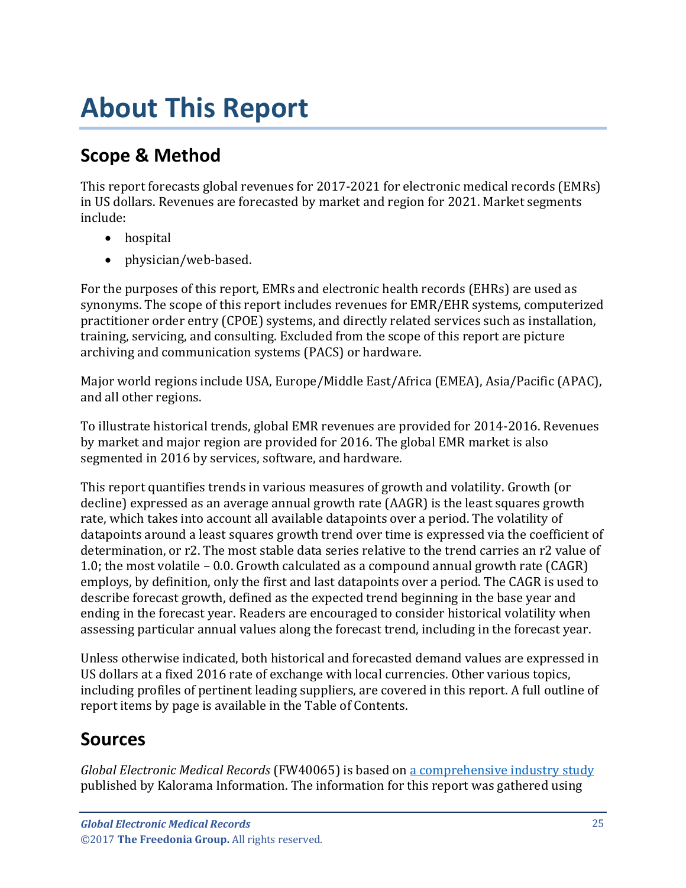# About This Report

## Scope & Method

This report forecasts global revenues for 2017-2021 for electronic medical records (EMRs) in US dollars. Revenues are forecasted by market and region for 2021. Market segments include:

- hospital
- physician/web-based.

For the purposes of this report, EMRs and electronic health records (EHRs) are used as synonyms. The scope of this report includes revenues for EMR/EHR systems, computerized practitioner order entry (CPOE) systems, and directly related services such as installation, training, servicing, and consulting. Excluded from the scope of this report are picture archiving and communication systems (PACS) or hardware.

Major world regions include USA, Europe/Middle East/Africa (EMEA), Asia/Pacific (APAC), and all other regions.

To illustrate historical trends, global EMR revenues are provided for 2014-2016. Revenues by market and major region are provided for 2016. The global EMR market is also segmented in 2016 by services, software, and hardware.

This report quantifies trends in various measures of growth and volatility. Growth (or decline) expressed as an average annual growth rate (AAGR) is the least squares growth rate, which takes into account all available datapoints over a period. The volatility of datapoints around a least squares growth trend over time is expressed via the coefficient of determination, or r2. The most stable data series relative to the trend carries an r2 value of 1.0; the most volatile – 0.0. Growth calculated as a compound annual growth rate (CAGR) employs, by definition, only the first and last datapoints over a period. The CAGR is used to describe forecast growth, defined as the expected trend beginning in the base year and ending in the forecast year. Readers are encouraged to consider historical volatility when assessing particular annual values along the forecast trend, including in the forecast year.

Unless otherwise indicated, both historical and forecasted demand values are expressed in US dollars at a fixed 2016 rate of exchange with local currencies. Other various topics, including profiles of pertinent leading suppliers, are covered in this report. A full outline of report items by page is available in the Table of Contents.

## Sources

*Global Electronic Medical Records* (FW40065) is based on a comprehensive industry study published by Kalorama Information. The information for this report was gathered using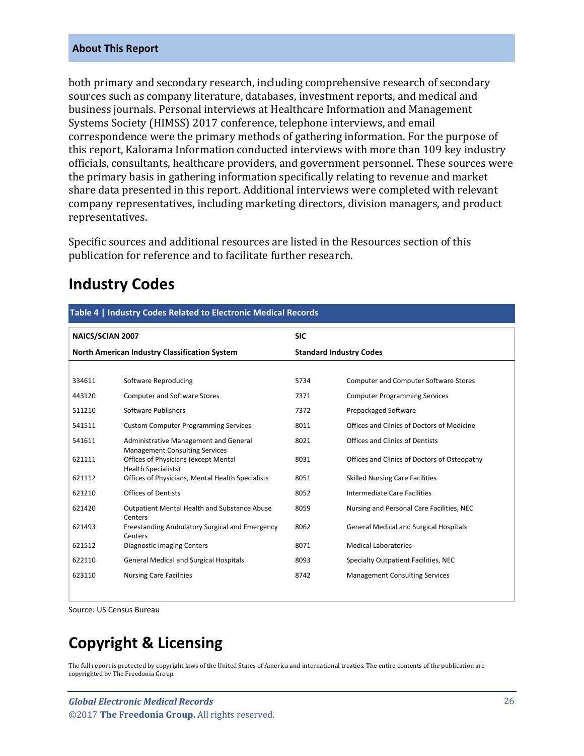both primary and secondary research, including comprehensive research of secondary sources such as company literature, databases, investment reports, and medical and business journals. Personal interviews at Healthcare Information and Management Systems Society (HIMSS) 2017 conference, telephone interviews, and email correspondence were the primary methods of gathering information. For the purpose of this report, Kalorama Information conducted interviews with more than 109 key industry officials, consultants, healthcare providers, and government personnel. These sources were the primary basis in gathering information specifically relating to revenue and market share data presented in this report. Additional interviews were completed with relevant company representatives, including marketing directors, division managers, and product representatives.

Specific sources and additional resources are listed in the Resources section of this publication for reference and to facilitate further research.

## Industry Codes

**Table 4 | Industry Codes Related to Electronic Medical Records**

| NAICS/SCIAN 2007 | | SIC | |
|---|---|---|---|
| **North American Industry Classification System** | | **Standard Industry Codes** | |
| 334611 | Software Reproducing | 5734 | Computer and Computer Software Stores |
| 443120 | Computer and Software Stores | 7371 | Computer Programming Services |
| 511210 | Software Publishers | 7372 | Prepackaged Software |
| 541511 | Custom Computer Programming Services | 8011 | Offices and Clinics of Doctors of Medicine |
| 541611 | Administrative Management and General Management Consulting Services | 8021 | Offices and Clinics of Dentists |
| 621111 | Offices of Physicians (except Mental Health Specialists) | 8031 | Offices and Clinics of Doctors of Osteopathy |
| 621112 | Offices of Physicians, Mental Health Specialists | 8051 | Skilled Nursing Care Facilities |
| 621210 | Offices of Dentists | 8052 | Intermediate Care Facilities |
| 621420 | Outpatient Mental Health and Substance Abuse Centers | 8059 | Nursing and Personal Care Facilities, NEC |
| 621493 | Freestanding Ambulatory Surgical and Emergency Centers | 8062 | General Medical and Surgical Hospitals |
| 621512 | Diagnostic Imaging Centers | 8071 | Medical Laboratories |
| 622110 | General Medical and Surgical Hospitals | 8093 | Specialty Outpatient Facilities, NEC |
| 623110 | Nursing Care Facilities | 8742 | Management Consulting Services |

Source: US Census Bureau

## Copyright & Licensing

The full report is protected by copyright laws of the United States of America and international treaties. The entire contents of the publication are copyrighted by The Freedonia Group.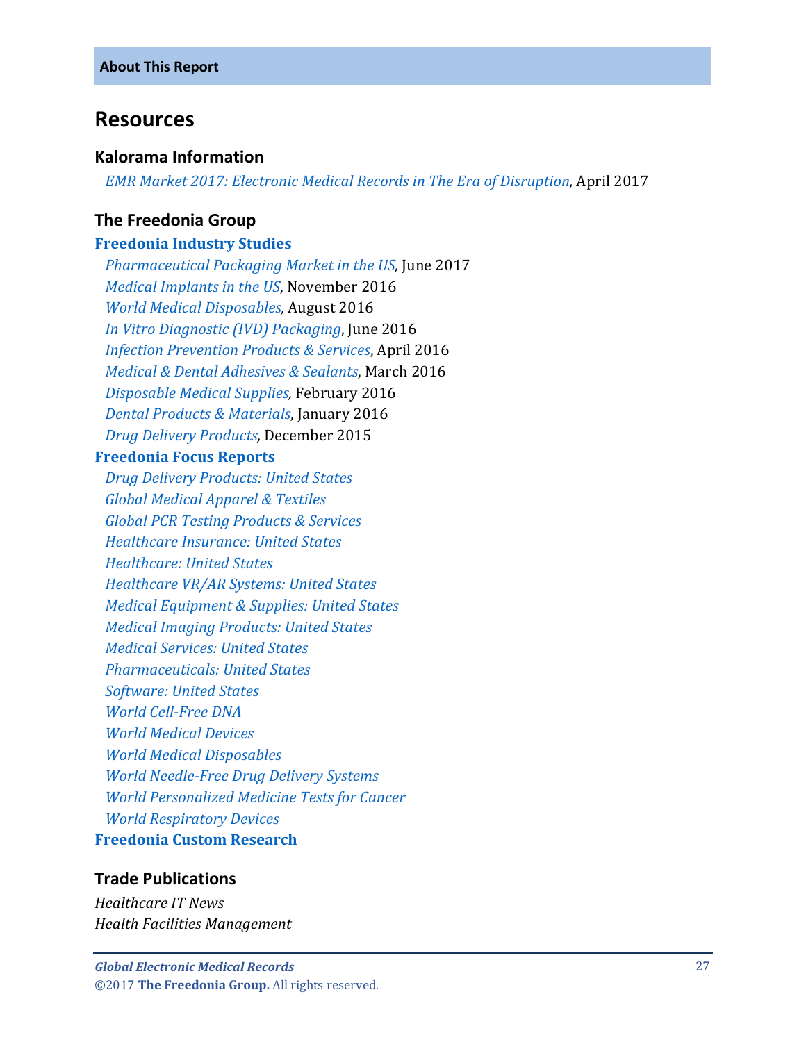**About This Report**

# Resources

## Kalorama Information

*EMR Market 2017: Electronic Medical Records in The Era of Disruption*, April 2017

## The Freedonia Group

**Freedonia Industry Studies**

*Pharmaceutical Packaging Market in the US*, June 2017
*Medical Implants in the US*, November 2016
*World Medical Disposables*, August 2016
*In Vitro Diagnostic (IVD) Packaging*, June 2016
*Infection Prevention Products & Services*, April 2016
*Medical & Dental Adhesives & Sealants*, March 2016
*Disposable Medical Supplies*, February 2016
*Dental Products & Materials*, January 2016
*Drug Delivery Products*, December 2015

**Freedonia Focus Reports**

*Drug Delivery Products: United States*
*Global Medical Apparel & Textiles*
*Global PCR Testing Products & Services*
*Healthcare Insurance: United States*
*Healthcare: United States*
*Healthcare VR/AR Systems: United States*
*Medical Equipment & Supplies: United States*
*Medical Imaging Products: United States*
*Medical Services: United States*
*Pharmaceuticals: United States*
*Software: United States*
*World Cell-Free DNA*
*World Medical Devices*
*World Medical Disposables*
*World Needle-Free Drug Delivery Systems*
*World Personalized Medicine Tests for Cancer*
*World Respiratory Devices*

**Freedonia Custom Research**

## Trade Publications

*Healthcare IT News*
*Health Facilities Management*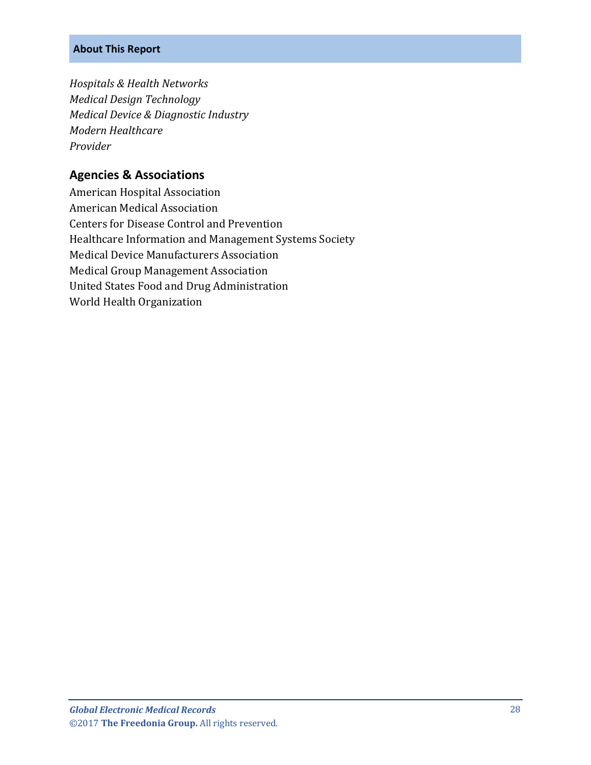*Hospitals & Health Networks*
*Medical Design Technology*
*Medical Device & Diagnostic Industry*
*Modern Healthcare*
*Provider*

## Agencies & Associations

American Hospital Association
American Medical Association
Centers for Disease Control and Prevention
Healthcare Information and Management Systems Society
Medical Device Manufacturers Association
Medical Group Management Association
United States Food and Drug Administration
World Health Organization